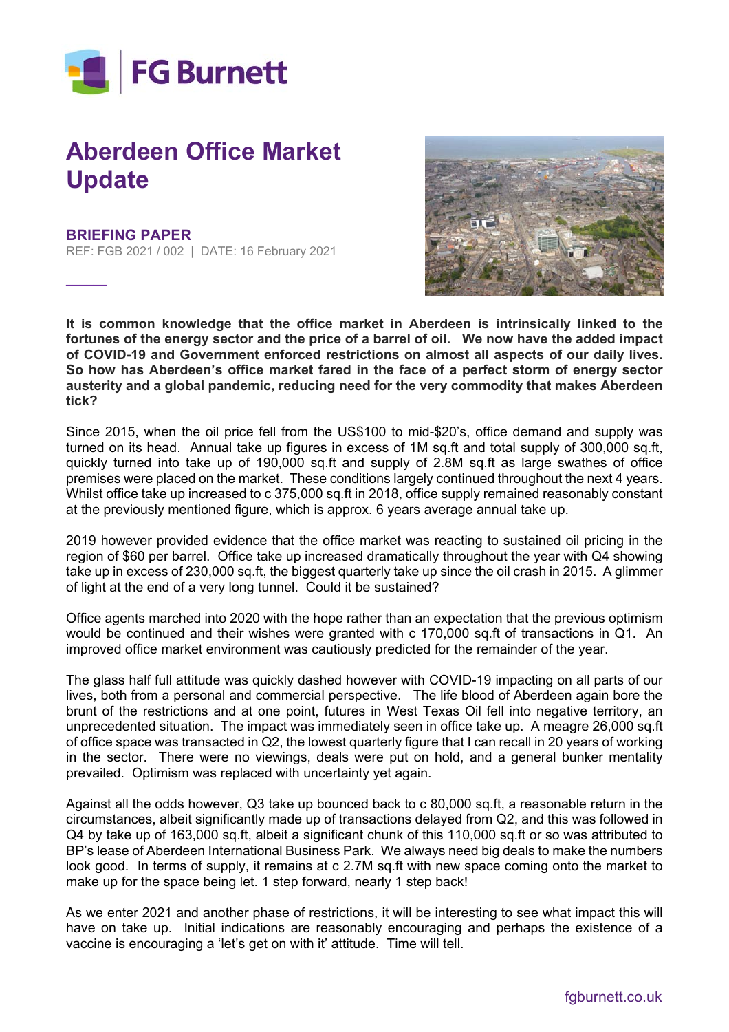FG Burnett

# Aberdeen Office Market Update

**BRIEFING PAPER**
REF: FGB 2021 / 002 | DATE: 16 February 2021

**It is common knowledge that the office market in Aberdeen is intrinsically linked to the fortunes of the energy sector and the price of a barrel of oil. We now have the added impact of COVID-19 and Government enforced restrictions on almost all aspects of our daily lives. So how has Aberdeen's office market fared in the face of a perfect storm of energy sector austerity and a global pandemic, reducing need for the very commodity that makes Aberdeen tick?**

Since 2015, when the oil price fell from the US$100 to mid-$20's, office demand and supply was turned on its head. Annual take up figures in excess of 1M sq.ft and total supply of 300,000 sq.ft, quickly turned into take up of 190,000 sq.ft and supply of 2.8M sq.ft as large swathes of office premises were placed on the market. These conditions largely continued throughout the next 4 years. Whilst office take up increased to c 375,000 sq.ft in 2018, office supply remained reasonably constant at the previously mentioned figure, which is approx. 6 years average annual take up.

2019 however provided evidence that the office market was reacting to sustained oil pricing in the region of $60 per barrel. Office take up increased dramatically throughout the year with Q4 showing take up in excess of 230,000 sq.ft, the biggest quarterly take up since the oil crash in 2015. A glimmer of light at the end of a very long tunnel. Could it be sustained?

Office agents marched into 2020 with the hope rather than an expectation that the previous optimism would be continued and their wishes were granted with c 170,000 sq.ft of transactions in Q1. An improved office market environment was cautiously predicted for the remainder of the year.

The glass half full attitude was quickly dashed however with COVID-19 impacting on all parts of our lives, both from a personal and commercial perspective. The life blood of Aberdeen again bore the brunt of the restrictions and at one point, futures in West Texas Oil fell into negative territory, an unprecedented situation. The impact was immediately seen in office take up. A meagre 26,000 sq.ft of office space was transacted in Q2, the lowest quarterly figure that I can recall in 20 years of working in the sector. There were no viewings, deals were put on hold, and a general bunker mentality prevailed. Optimism was replaced with uncertainty yet again.

Against all the odds however, Q3 take up bounced back to c 80,000 sq.ft, a reasonable return in the circumstances, albeit significantly made up of transactions delayed from Q2, and this was followed in Q4 by take up of 163,000 sq.ft, albeit a significant chunk of this 110,000 sq.ft or so was attributed to BP's lease of Aberdeen International Business Park. We always need big deals to make the numbers look good. In terms of supply, it remains at c 2.7M sq.ft with new space coming onto the market to make up for the space being let. 1 step forward, nearly 1 step back!

As we enter 2021 and another phase of restrictions, it will be interesting to see what impact this will have on take up. Initial indications are reasonably encouraging and perhaps the existence of a vaccine is encouraging a 'let's get on with it' attitude. Time will tell.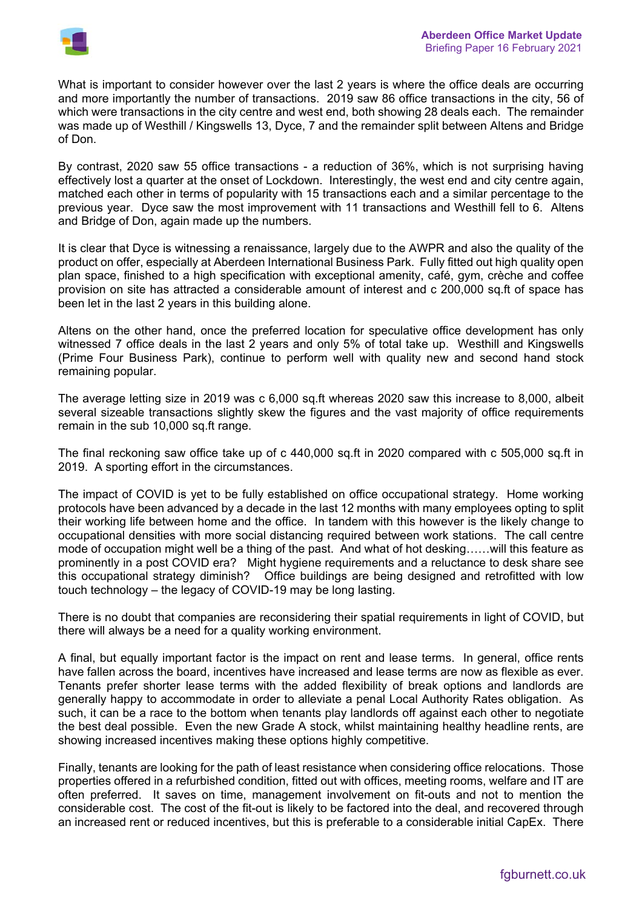What is important to consider however over the last 2 years is where the office deals are occurring and more importantly the number of transactions. 2019 saw 86 office transactions in the city, 56 of which were transactions in the city centre and west end, both showing 28 deals each. The remainder was made up of Westhill / Kingswells 13, Dyce, 7 and the remainder split between Altens and Bridge of Don.

By contrast, 2020 saw 55 office transactions - a reduction of 36%, which is not surprising having effectively lost a quarter at the onset of Lockdown. Interestingly, the west end and city centre again, matched each other in terms of popularity with 15 transactions each and a similar percentage to the previous year. Dyce saw the most improvement with 11 transactions and Westhill fell to 6. Altens and Bridge of Don, again made up the numbers.

It is clear that Dyce is witnessing a renaissance, largely due to the AWPR and also the quality of the product on offer, especially at Aberdeen International Business Park. Fully fitted out high quality open plan space, finished to a high specification with exceptional amenity, café, gym, crèche and coffee provision on site has attracted a considerable amount of interest and c 200,000 sq.ft of space has been let in the last 2 years in this building alone.

Altens on the other hand, once the preferred location for speculative office development has only witnessed 7 office deals in the last 2 years and only 5% of total take up. Westhill and Kingswells (Prime Four Business Park), continue to perform well with quality new and second hand stock remaining popular.

The average letting size in 2019 was c 6,000 sq.ft whereas 2020 saw this increase to 8,000, albeit several sizeable transactions slightly skew the figures and the vast majority of office requirements remain in the sub 10,000 sq.ft range.

The final reckoning saw office take up of c 440,000 sq.ft in 2020 compared with c 505,000 sq.ft in 2019. A sporting effort in the circumstances.

The impact of COVID is yet to be fully established on office occupational strategy. Home working protocols have been advanced by a decade in the last 12 months with many employees opting to split their working life between home and the office. In tandem with this however is the likely change to occupational densities with more social distancing required between work stations. The call centre mode of occupation might well be a thing of the past. And what of hot desking……will this feature as prominently in a post COVID era? Might hygiene requirements and a reluctance to desk share see this occupational strategy diminish? Office buildings are being designed and retrofitted with low touch technology – the legacy of COVID-19 may be long lasting.

There is no doubt that companies are reconsidering their spatial requirements in light of COVID, but there will always be a need for a quality working environment.

A final, but equally important factor is the impact on rent and lease terms. In general, office rents have fallen across the board, incentives have increased and lease terms are now as flexible as ever. Tenants prefer shorter lease terms with the added flexibility of break options and landlords are generally happy to accommodate in order to alleviate a penal Local Authority Rates obligation. As such, it can be a race to the bottom when tenants play landlords off against each other to negotiate the best deal possible. Even the new Grade A stock, whilst maintaining healthy headline rents, are showing increased incentives making these options highly competitive.

Finally, tenants are looking for the path of least resistance when considering office relocations. Those properties offered in a refurbished condition, fitted out with offices, meeting rooms, welfare and IT are often preferred. It saves on time, management involvement on fit-outs and not to mention the considerable cost. The cost of the fit-out is likely to be factored into the deal, and recovered through an increased rent or reduced incentives, but this is preferable to a considerable initial CapEx. There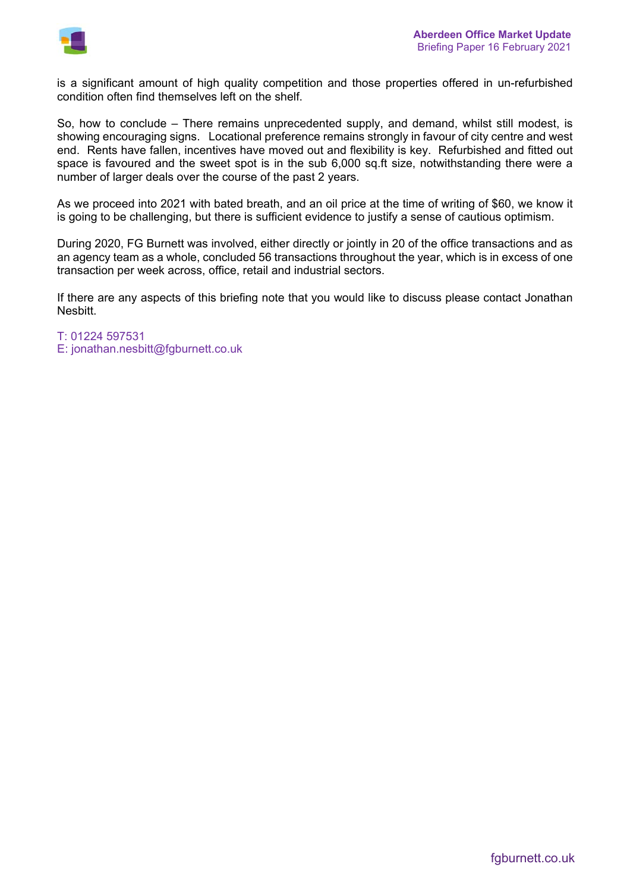is a significant amount of high quality competition and those properties offered in un-refurbished condition often find themselves left on the shelf.

So, how to conclude – There remains unprecedented supply, and demand, whilst still modest, is showing encouraging signs. Locational preference remains strongly in favour of city centre and west end. Rents have fallen, incentives have moved out and flexibility is key. Refurbished and fitted out space is favoured and the sweet spot is in the sub 6,000 sq.ft size, notwithstanding there were a number of larger deals over the course of the past 2 years.

As we proceed into 2021 with bated breath, and an oil price at the time of writing of $60, we know it is going to be challenging, but there is sufficient evidence to justify a sense of cautious optimism.

During 2020, FG Burnett was involved, either directly or jointly in 20 of the office transactions and as an agency team as a whole, concluded 56 transactions throughout the year, which is in excess of one transaction per week across, office, retail and industrial sectors.

If there are any aspects of this briefing note that you would like to discuss please contact Jonathan Nesbitt.

T: 01224 597531
E: jonathan.nesbitt@fgburnett.co.uk